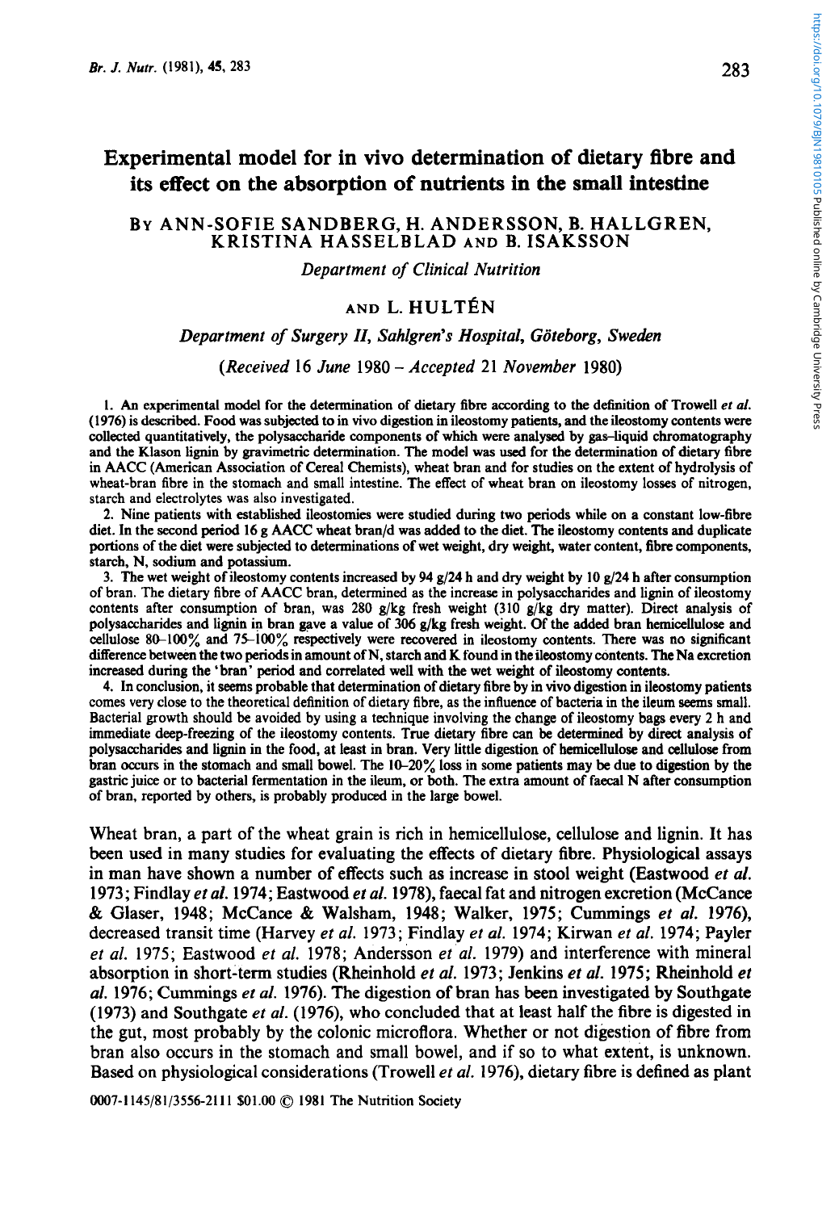# Experimental model for in vivo determination of dietary fibre and its effect on the absorption of nutrients in the small intestine

BY ANN-SOFIE SANDBERG, H. ANDERSSON, B. HALLGREN, KRISTINA HASSELBLAD AND B. ISAKSSON

*Department of Clinical Nutrition*

AND L. HULTÉN

*Department of Surgery II, Sahlgren's Hospital, Göteborg, Sweden*

*(Received 16 June 1980 – Accepted 21 November 1980)*

1. An experimental model for the determination of dietary fibre according to the definition of Trowell *et al.* (1976) is described. Food was subjected to in vivo digestion in ileostomy patients, and the ileostomy contents were collected quantitatively, the polysaccharide components of which were analysed by gas-liquid chromatography and the Klason lignin by gravimetric determination. The model was used for the determination of dietary fibre in AACC (American Association of Cereal Chemists), wheat bran and for studies on the extent of hydrolysis of wheat-bran fibre in the stomach and small intestine. The effect of wheat bran on ileostomy losses of nitrogen, starch and electrolytes was also investigated.

2. Nine patients with established ileostomies were studied during two periods while on a constant low-fibre diet. In the second period 16 g AACC wheat bran/d was added to the diet. The ileostomy contents and duplicate portions of the diet were subjected to determinations of wet weight, dry weight, water content, fibre components, starch, N, sodium and potassium.

3. The wet weight of ileostomy contents increased by 94 g/24 h and dry weight by 10 g/24 h after consumption of bran. The dietary fibre of AACC bran, determined as the increase in polysaccharides and lignin of ileostomy contents after consumption of bran, was 280 g/kg fresh weight (310 g/kg dry matter). Direct analysis of polysaccharides and lignin in bran gave a value of 306 g/kg fresh weight. Of the added bran hemicellulose and cellulose 80–100% and 75–100% respectively were recovered in ileostomy contents. There was no significant difference between the two periods in amount of N, starch and K found in the ileostomy contents. The Na excretion increased during the 'bran' period and correlated well with the wet weight of ileostomy contents.

4. In conclusion, it seems probable that determination of dietary fibre by in vivo digestion in ileostomy patients comes very close to the theoretical definition of dietary fibre, as the influence of bacteria in the ileum seems small. Bacterial growth should be avoided by using a technique involving the change of ileostomy bags every 2 h and immediate deep-freezing of the ileostomy contents. True dietary fibre can be determined by direct analysis of polysaccharides and lignin in the food, at least in bran. Very little digestion of hemicellulose and cellulose from bran occurs in the stomach and small bowel. The 10–20% loss in some patients may be due to digestion by the gastric juice or to bacterial fermentation in the ileum, or both. The extra amount of faecal N after consumption of bran, reported by others, is probably produced in the large bowel.

Wheat bran, a part of the wheat grain is rich in hemicellulose, cellulose and lignin. It has been used in many studies for evaluating the effects of dietary fibre. Physiological assays in man have shown a number of effects such as increase in stool weight (Eastwood *et al.* 1973; Findlay *et al.* 1974; Eastwood *et al.* 1978), faecal fat and nitrogen excretion (McCance & Glaser, 1948; McCance & Walsham, 1948; Walker, 1975; Cummings *et al.* 1976), decreased transit time (Harvey *et al.* 1973; Findlay *et al.* 1974; Kirwan *et al.* 1974; Payler *et al.* 1975; Eastwood *et al.* 1978; Andersson *et al.* 1979) and interference with mineral absorption in short-term studies (Rheinhold *et al.* 1973; Jenkins *et al.* 1975; Rheinhold *et al.* 1976; Cummings *et al.* 1976). The digestion of bran has been investigated by Southgate (1973) and Southgate *et al.* (1976), who concluded that at least half the fibre is digested in the gut, most probably by the colonic microflora. Whether or not digestion of fibre from bran also occurs in the stomach and small bowel, and if so to what extent, is unknown. Based on physiological considerations (Trowell *et al.* 1976), dietary fibre is defined as plant

0007-1145/81/3556-2111 $01.00 © 1981 The Nutrition Society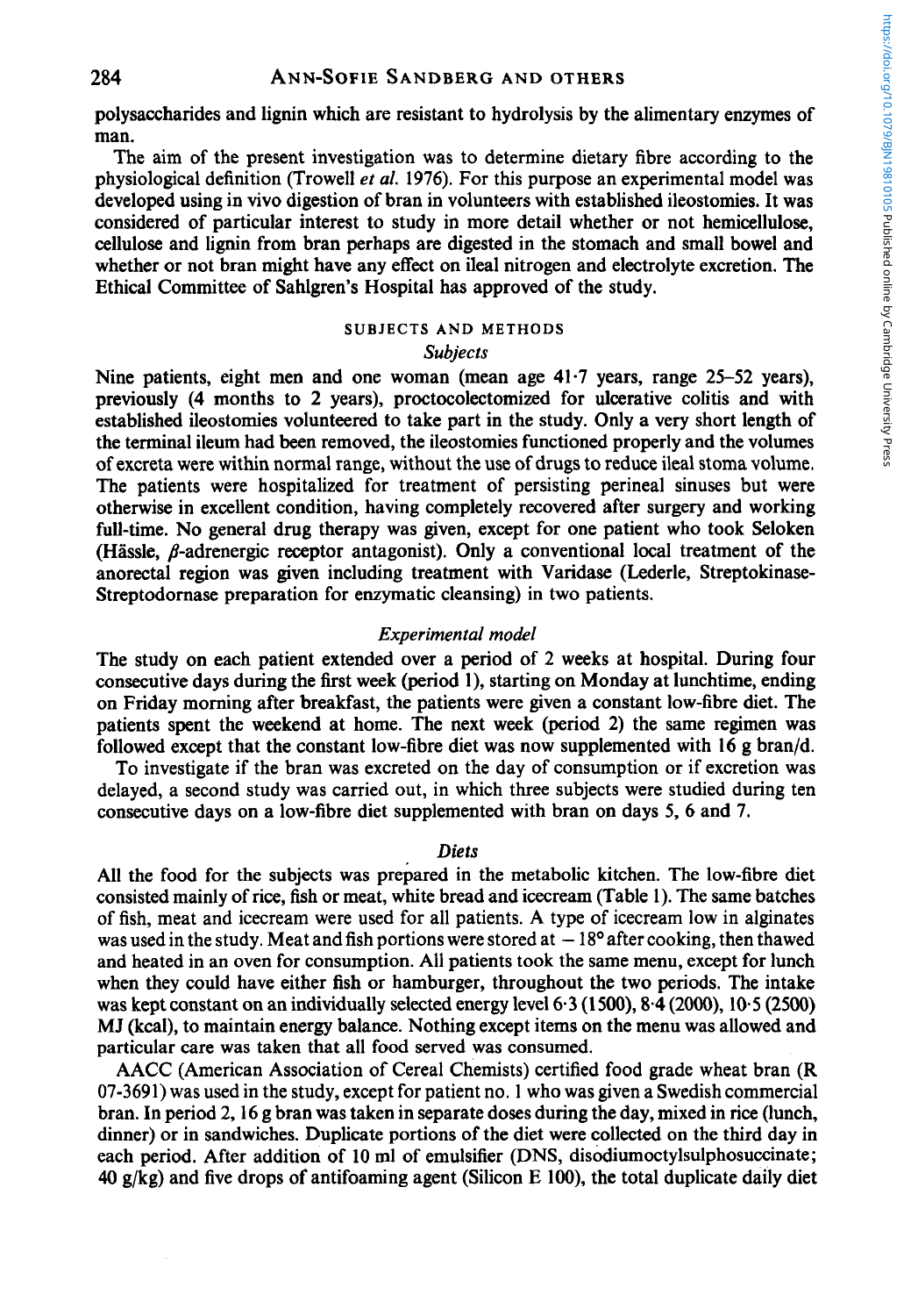polysaccharides and lignin which are resistant to hydrolysis by the alimentary enzymes of man.

The aim of the present investigation was to determine dietary fibre according to the physiological definition (Trowell *et al.* 1976). For this purpose an experimental model was developed using in vivo digestion of bran in volunteers with established ileostomies. It was considered of particular interest to study in more detail whether or not hemicellulose, cellulose and lignin from bran perhaps are digested in the stomach and small bowel and whether or not bran might have any effect on ileal nitrogen and electrolyte excretion. The Ethical Committee of Sahlgren's Hospital has approved of the study.

## SUBJECTS AND METHODS

### *Subjects*

Nine patients, eight men and one woman (mean age 41·7 years, range 25–52 years), previously (4 months to 2 years), proctocolectomized for ulcerative colitis and with established ileostomies volunteered to take part in the study. Only a very short length of the terminal ileum had been removed, the ileostomies functioned properly and the volumes of excreta were within normal range, without the use of drugs to reduce ileal stoma volume. The patients were hospitalized for treatment of persisting perineal sinuses but were otherwise in excellent condition, having completely recovered after surgery and working full-time. No general drug therapy was given, except for one patient who took Seloken (Hässle, $\beta$-adrenergic receptor antagonist). Only a conventional local treatment of the anorectal region was given including treatment with Varidase (Lederle, Streptokinase-Streptodornase preparation for enzymatic cleansing) in two patients.

### *Experimental model*

The study on each patient extended over a period of 2 weeks at hospital. During four consecutive days during the first week (period 1), starting on Monday at lunchtime, ending on Friday morning after breakfast, the patients were given a constant low-fibre diet. The patients spent the weekend at home. The next week (period 2) the same regimen was followed except that the constant low-fibre diet was now supplemented with 16 g bran/d.

To investigate if the bran was excreted on the day of consumption or if excretion was delayed, a second study was carried out, in which three subjects were studied during ten consecutive days on a low-fibre diet supplemented with bran on days 5, 6 and 7.

### *Diets*

All the food for the subjects was prepared in the metabolic kitchen. The low-fibre diet consisted mainly of rice, fish or meat, white bread and icecream (Table 1). The same batches of fish, meat and icecream were used for all patients. A type of icecream low in alginates was used in the study. Meat and fish portions were stored at $-18°$ after cooking, then thawed and heated in an oven for consumption. All patients took the same menu, except for lunch when they could have either fish or hamburger, throughout the two periods. The intake was kept constant on an individually selected energy level 6·3 (1500), 8·4 (2000), 10·5 (2500) MJ (kcal), to maintain energy balance. Nothing except items on the menu was allowed and particular care was taken that all food served was consumed.

AACC (American Association of Cereal Chemists) certified food grade wheat bran (R 07-3691) was used in the study, except for patient no. 1 who was given a Swedish commercial bran. In period 2, 16 g bran was taken in separate doses during the day, mixed in rice (lunch, dinner) or in sandwiches. Duplicate portions of the diet were collected on the third day in each period. After addition of 10 ml of emulsifier (DNS, disodiumoctylsulphosuccinate; 40 g/kg) and five drops of antifoaming agent (Silicon E 100), the total duplicate daily diet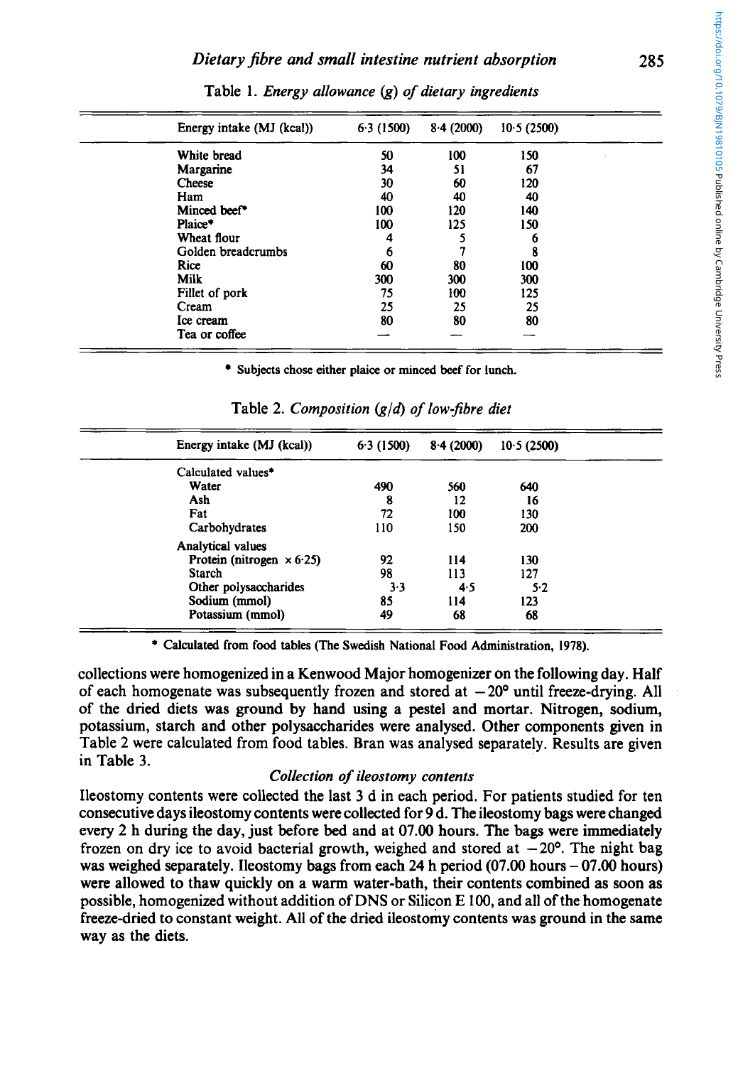Table 1. *Energy allowance (g) of dietary ingredients*

| Energy intake (MJ (kcal)) | 6·3 (1500) | 8·4 (2000) | 10·5 (2500) |
|---|---|---|---|
| White bread | 50 | 100 | 150 |
| Margarine | 34 | 51 | 67 |
| Cheese | 30 | 60 | 120 |
| Ham | 40 | 40 | 40 |
| Minced beef* | 100 | 120 | 140 |
| Plaice* | 100 | 125 | 150 |
| Wheat flour | 4 | 5 | 6 |
| Golden breadcrumbs | 6 | 7 | 8 |
| Rice | 60 | 80 | 100 |
| Milk | 300 | 300 | 300 |
| Fillet of pork | 75 | 100 | 125 |
| Cream | 25 | 25 | 25 |
| Ice cream | 80 | 80 | 80 |
| Tea or coffee | — | — | — |

* Subjects chose either plaice or minced beef for lunch.

Table 2. *Composition (g/d) of low-fibre diet*

| Energy intake (MJ (kcal)) | 6·3 (1500) | 8·4 (2000) | 10·5 (2500) |
|---|---|---|---|
| Calculated values* | | | |
| Water | 490 | 560 | 640 |
| Ash | 8 | 12 | 16 |
| Fat | 72 | 100 | 130 |
| Carbohydrates | 110 | 150 | 200 |
| Analytical values | | | |
| Protein (nitrogen × 6·25) | 92 | 114 | 130 |
| Starch | 98 | 113 | 127 |
| Other polysaccharides | 3·3 | 4·5 | 5·2 |
| Sodium (mmol) | 85 | 114 | 123 |
| Potassium (mmol) | 49 | 68 | 68 |

* Calculated from food tables (The Swedish National Food Administration, 1978).

collections were homogenized in a Kenwood Major homogenizer on the following day. Half of each homogenate was subsequently frozen and stored at −20° until freeze-drying. All of the dried diets was ground by hand using a pestel and mortar. Nitrogen, sodium, potassium, starch and other polysaccharides were analysed. Other components given in Table 2 were calculated from food tables. Bran was analysed separately. Results are given in Table 3.

### *Collection of ileostomy contents*

Ileostomy contents were collected the last 3 d in each period. For patients studied for ten consecutive days ileostomy contents were collected for 9 d. The ileostomy bags were changed every 2 h during the day, just before bed and at 07.00 hours. The bags were immediately frozen on dry ice to avoid bacterial growth, weighed and stored at −20°. The night bag was weighed separately. Ileostomy bags from each 24 h period (07.00 hours – 07.00 hours) were allowed to thaw quickly on a warm water-bath, their contents combined as soon as possible, homogenized without addition of DNS or Silicon E 100, and all of the homogenate freeze-dried to constant weight. All of the dried ileostomy contents was ground in the same way as the diets.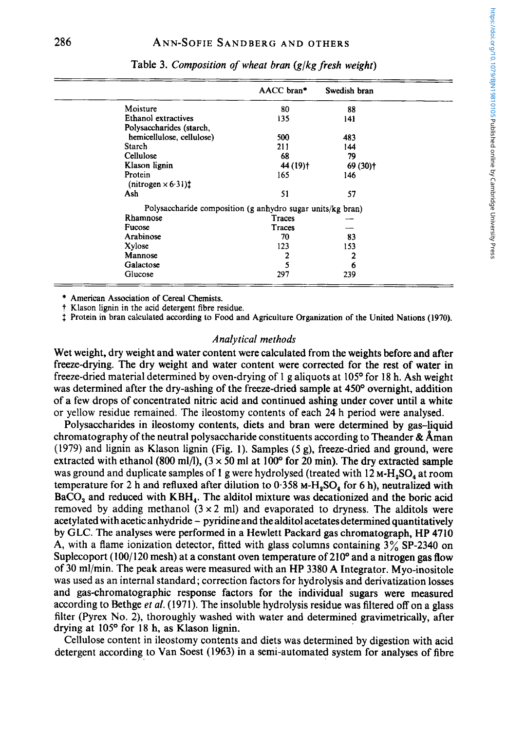Table 3. *Composition of wheat bran (g/kg fresh weight)*

| | AACC bran* | Swedish bran |
|---|---|---|
| Moisture | 80 | 88 |
| Ethanol extractives | 135 | 141 |
| Polysaccharides (starch, hemicellulose, cellulose) | 500 | 483 |
| Starch | 211 | 144 |
| Cellulose | 68 | 79 |
| Klason lignin | 44 (19)† | 69 (30)† |
| Protein (nitrogen × 6·31)‡ | 165 | 146 |
| Ash | 51 | 57 |
| Polysaccharide composition (g anhydro sugar units/kg bran) | | |
| Rhamnose | Traces | — |
| Fucose | Traces | — |
| Arabinose | 70 | 83 |
| Xylose | 123 | 153 |
| Mannose | 2 | 2 |
| Galactose | 5 | 6 |
| Glucose | 297 | 239 |

\* American Association of Cereal Chemists.

† Klason lignin in the acid detergent fibre residue.

‡ Protein in bran calculated according to Food and Agriculture Organization of the United Nations (1970).

### *Analytical methods*

Wet weight, dry weight and water content were calculated from the weights before and after freeze-drying. The dry weight and water content were corrected for the rest of water in freeze-dried material determined by oven-drying of 1 g aliquots at 105° for 18 h. Ash weight was determined after the dry-ashing of the freeze-dried sample at 450° overnight, addition of a few drops of concentrated nitric acid and continued ashing under cover until a white or yellow residue remained. The ileostomy contents of each 24 h period were analysed.

Polysaccharides in ileostomy contents, diets and bran were determined by gas–liquid chromatography of the neutral polysaccharide constituents according to Theander & Åman (1979) and lignin as Klason lignin (Fig. 1). Samples (5 g), freeze-dried and ground, were extracted with ethanol (800 ml/l), (3 × 50 ml at 100° for 20 min). The dry extracted sample was ground and duplicate samples of 1 g were hydrolysed (treated with 12 M-$H_2SO_4$ at room temperature for 2 h and refluxed after dilution to 0·358 M-$H_2SO_4$ for 6 h), neutralized with $BaCO_3$ and reduced with $KBH_4$. The alditol mixture was decationized and the boric acid removed by adding methanol (3 × 2 ml) and evaporated to dryness. The alditols were acetylated with acetic anhydride – pyridine and the alditol acetates determined quantitatively by GLC. The analyses were performed in a Hewlett Packard gas chromatograph, HP 4710 A, with a flame ionization detector, fitted with glass columns containing 3% SP-2340 on Suplecoport (100/120 mesh) at a constant oven temperature of 210° and a nitrogen gas flow of 30 ml/min. The peak areas were measured with an HP 3380 A Integrator. Myo-inositole was used as an internal standard; correction factors for hydrolysis and derivatization losses and gas-chromatographic response factors for the individual sugars were measured according to Bethge *et al.* (1971). The insoluble hydrolysis residue was filtered off on a glass filter (Pyrex No. 2), thoroughly washed with water and determined gravimetrically, after drying at 105° for 18 h, as Klason lignin.

Cellulose content in ileostomy contents and diets was determined by digestion with acid detergent according to Van Soest (1963) in a semi-automated system for analyses of fibre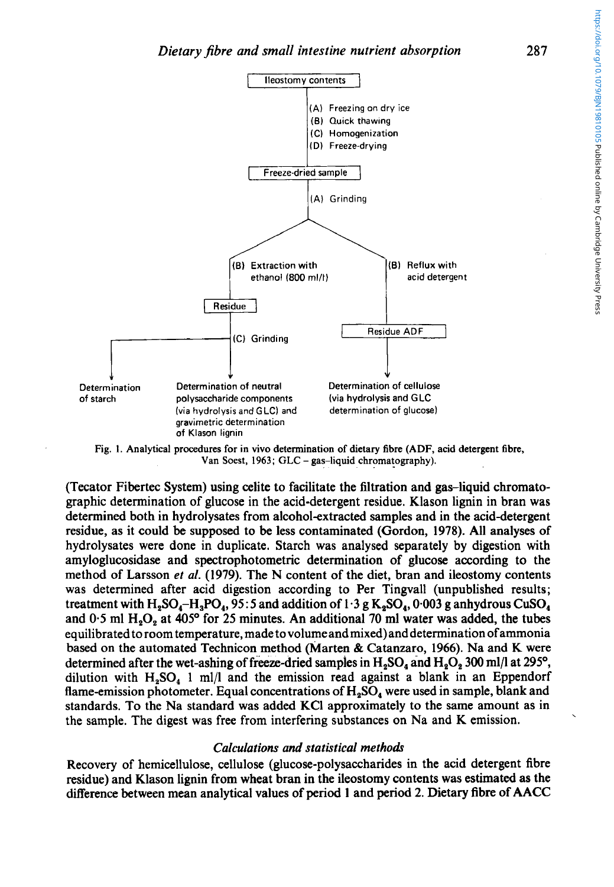Ileostomy contents

(A) Freezing on dry ice
(B) Quick thawing
(C) Homogenization
(D) Freeze-drying

Freeze-dried sample

(A) Grinding

(B) Extraction with ethanol (800 ml/l)

(B) Reflux with acid detergent

Residue

(C) Grinding

Residue ADF

Determination of starch

Determination of neutral polysaccharide components (via hydrolysis and GLC) and gravimetric determination of Klason lignin

Determination of cellulose (via hydrolysis and GLC determination of glucose)

Fig. 1. Analytical procedures for in vivo determination of dietary fibre (ADF, acid detergent fibre, Van Soest, 1963; GLC – gas–liquid chromatography).

(Tecator Fibertec System) using celite to facilitate the filtration and gas–liquid chromatographic determination of glucose in the acid-detergent residue. Klason lignin in bran was determined both in hydrolysates from alcohol-extracted samples and in the acid-detergent residue, as it could be supposed to be less contaminated (Gordon, 1978). All analyses of hydrolysates were done in duplicate. Starch was analysed separately by digestion with amyloglucosidase and spectrophotometric determination of glucose according to the method of Larsson *et al.* (1979). The N content of the diet, bran and ileostomy contents was determined after acid digestion according to Per Tingvall (unpublished results; treatment with $H_2SO_4$–$H_3PO_4$, 95:5 and addition of 1·3 g $K_2SO_4$, 0·003 g anhydrous $CuSO_4$ and 0·5 ml $H_2O_2$ at 405° for 25 minutes. An additional 70 ml water was added, the tubes equilibrated to room temperature, made to volume and mixed) and determination of ammonia based on the automated Technicon method (Marten & Catanzaro, 1966). Na and K were determined after the wet-ashing of freeze-dried samples in $H_2SO_4$ and $H_2O_2$ 300 ml/l at 295°, dilution with $H_2SO_4$ 1 ml/l and the emission read against a blank in an Eppendorf flame-emission photometer. Equal concentrations of $H_2SO_4$ were used in sample, blank and standards. To the Na standard was added KCl approximately to the same amount as in the sample. The digest was free from interfering substances on Na and K emission.

### *Calculations and statistical methods*

Recovery of hemicellulose, cellulose (glucose-polysaccharides in the acid detergent fibre residue) and Klason lignin from wheat bran in the ileostomy contents was estimated as the difference between mean analytical values of period 1 and period 2. Dietary fibre of AACC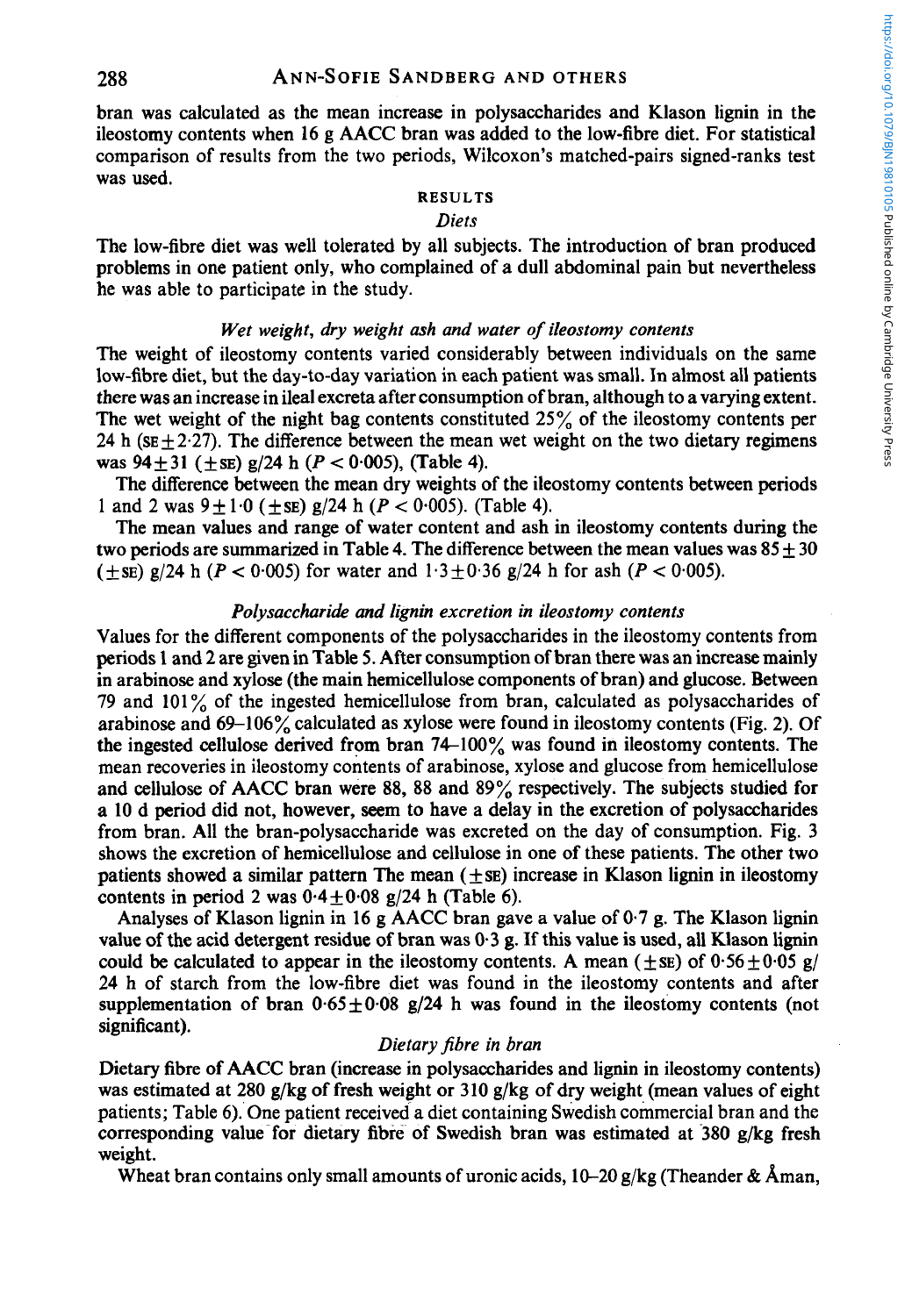bran was calculated as the mean increase in polysaccharides and Klason lignin in the ileostomy contents when 16 g AACC bran was added to the low-fibre diet. For statistical comparison of results from the two periods, Wilcoxon's matched-pairs signed-ranks test was used.

## RESULTS

### *Diets*

The low-fibre diet was well tolerated by all subjects. The introduction of bran produced problems in one patient only, who complained of a dull abdominal pain but nevertheless he was able to participate in the study.

### *Wet weight, dry weight ash and water of ileostomy contents*

The weight of ileostomy contents varied considerably between individuals on the same low-fibre diet, but the day-to-day variation in each patient was small. In almost all patients there was an increase in ileal excreta after consumption of bran, although to a varying extent. The wet weight of the night bag contents constituted 25% of the ileostomy contents per 24 h (SE $\pm 2 \cdot 27$). The difference between the mean wet weight on the two dietary regimens was $94 \pm 31$ ($\pm$SE) g/24 h ($P < 0 \cdot 005$), (Table 4).

The difference between the mean dry weights of the ileostomy contents between periods 1 and 2 was $9 \pm 1 \cdot 0$ ($\pm$SE) g/24 h ($P < 0 \cdot 005$). (Table 4).

The mean values and range of water content and ash in ileostomy contents during the two periods are summarized in Table 4. The difference between the mean values was $85 \pm 30$ ($\pm$SE) g/24 h ($P < 0 \cdot 005$) for water and $1 \cdot 3 \pm 0 \cdot 36$ g/24 h for ash ($P < 0 \cdot 005$).

### *Polysaccharide and lignin excretion in ileostomy contents*

Values for the different components of the polysaccharides in the ileostomy contents from periods 1 and 2 are given in Table 5. After consumption of bran there was an increase mainly in arabinose and xylose (the main hemicellulose components of bran) and glucose. Between 79 and 101% of the ingested hemicellulose from bran, calculated as polysaccharides of arabinose and 69–106% calculated as xylose were found in ileostomy contents (Fig. 2). Of the ingested cellulose derived from bran 74–100% was found in ileostomy contents. The mean recoveries in ileostomy contents of arabinose, xylose and glucose from hemicellulose and cellulose of AACC bran were 88, 88 and 89% respectively. The subjects studied for a 10 d period did not, however, seem to have a delay in the excretion of polysaccharides from bran. All the bran-polysaccharide was excreted on the day of consumption. Fig. 3 shows the excretion of hemicellulose and cellulose in one of these patients. The other two patients showed a similar pattern The mean ($\pm$SE) increase in Klason lignin in ileostomy contents in period 2 was $0 \cdot 4 \pm 0 \cdot 08$ g/24 h (Table 6).

Analyses of Klason lignin in 16 g AACC bran gave a value of 0·7 g. The Klason lignin value of the acid detergent residue of bran was 0·3 g. If this value is used, all Klason lignin could be calculated to appear in the ileostomy contents. A mean ($\pm$SE) of $0 \cdot 56 \pm 0 \cdot 05$ g/24 h of starch from the low-fibre diet was found in the ileostomy contents and after supplementation of bran $0 \cdot 65 \pm 0 \cdot 08$ g/24 h was found in the ileostomy contents (not significant).

### *Dietary fibre in bran*

Dietary fibre of AACC bran (increase in polysaccharides and lignin in ileostomy contents) was estimated at 280 g/kg of fresh weight or 310 g/kg of dry weight (mean values of eight patients; Table 6). One patient received a diet containing Swedish commercial bran and the corresponding value for dietary fibre of Swedish bran was estimated at 380 g/kg fresh weight.

Wheat bran contains only small amounts of uronic acids, 10–20 g/kg (Theander & Åman,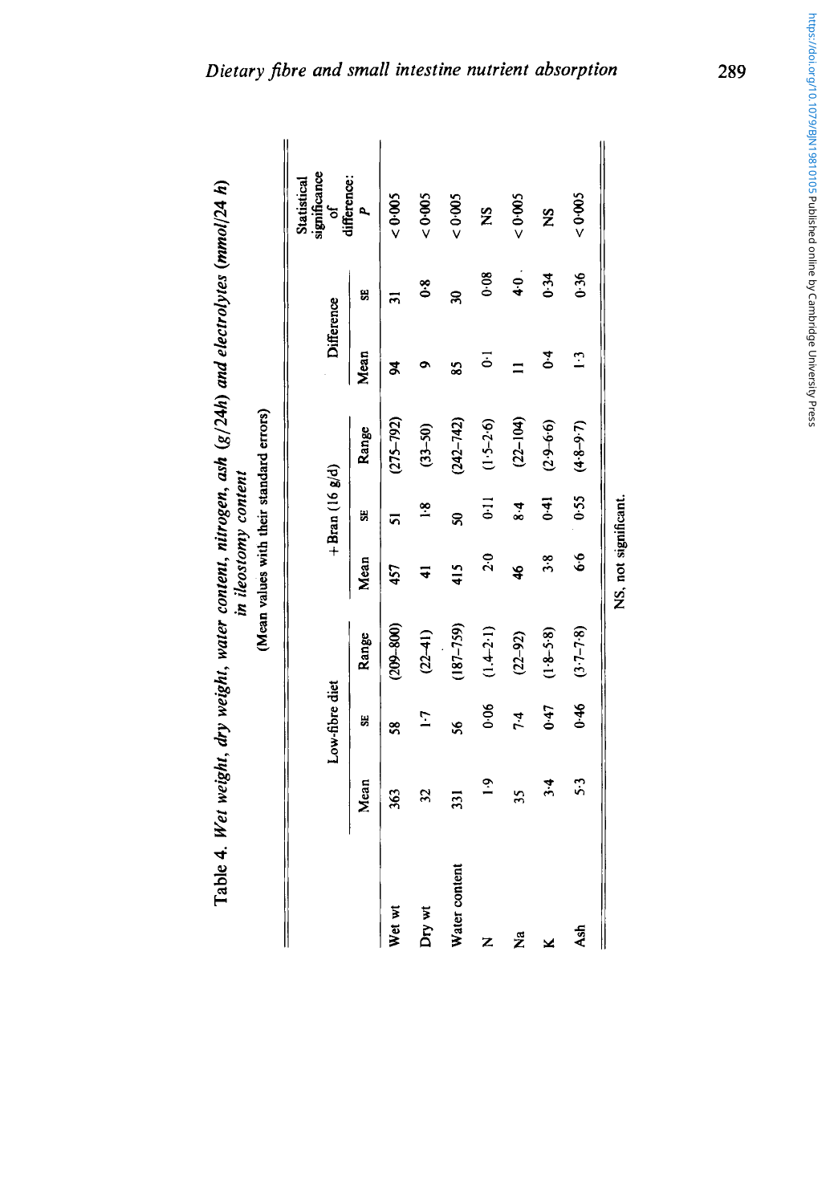Table 4. *Wet weight, dry weight, water content, nitrogen, ash (g/24h) and electrolytes (mmol/24 h) in ileostomy content*

(Mean values with their standard errors)

| | Low-fibre diet | | | +Bran (16 g/d) | | | Difference | | Statistical significance of difference: *P* |
|---|---|---|---|---|---|---|---|---|---|
| | Mean | SE | Range | Mean | SE | Range | Mean | SE | |
| Wet wt | 363 | 58 | (209–800) | 457 | 51 | (275–792) | 94 | 31 | < 0·005 |
| Dry wt | 32 | 1·7 | (22–41) | 41 | 1·8 | (33–50) | 9 | 0·8 | < 0·005 |
| Water content | 331 | 56 | (187–759) | 415 | 50 | (242–742) | 85 | 30 | < 0·005 |
| N | 1·9 | 0·06 | (1·4–2·1) | 2·0 | 0·11 | (1·5–2·6) | 0·1 | 0·08 | NS |
| Na | 35 | 7·4 | (22–92) | 46 | 8·4 | (22–104) | 11 | 4·0 | < 0·005 |
| K | 3·4 | 0·47 | (1·8–5·8) | 3·8 | 0·41 | (2·9–6·6) | 0·4 | 0·34 | NS |
| Ash | 5·3 | 0·46 | (3·7–7·8) | 6·6 | 0·55 | (4·8–9·7) | 1·3 | 0·36 | < 0·005 |

NS, not significant.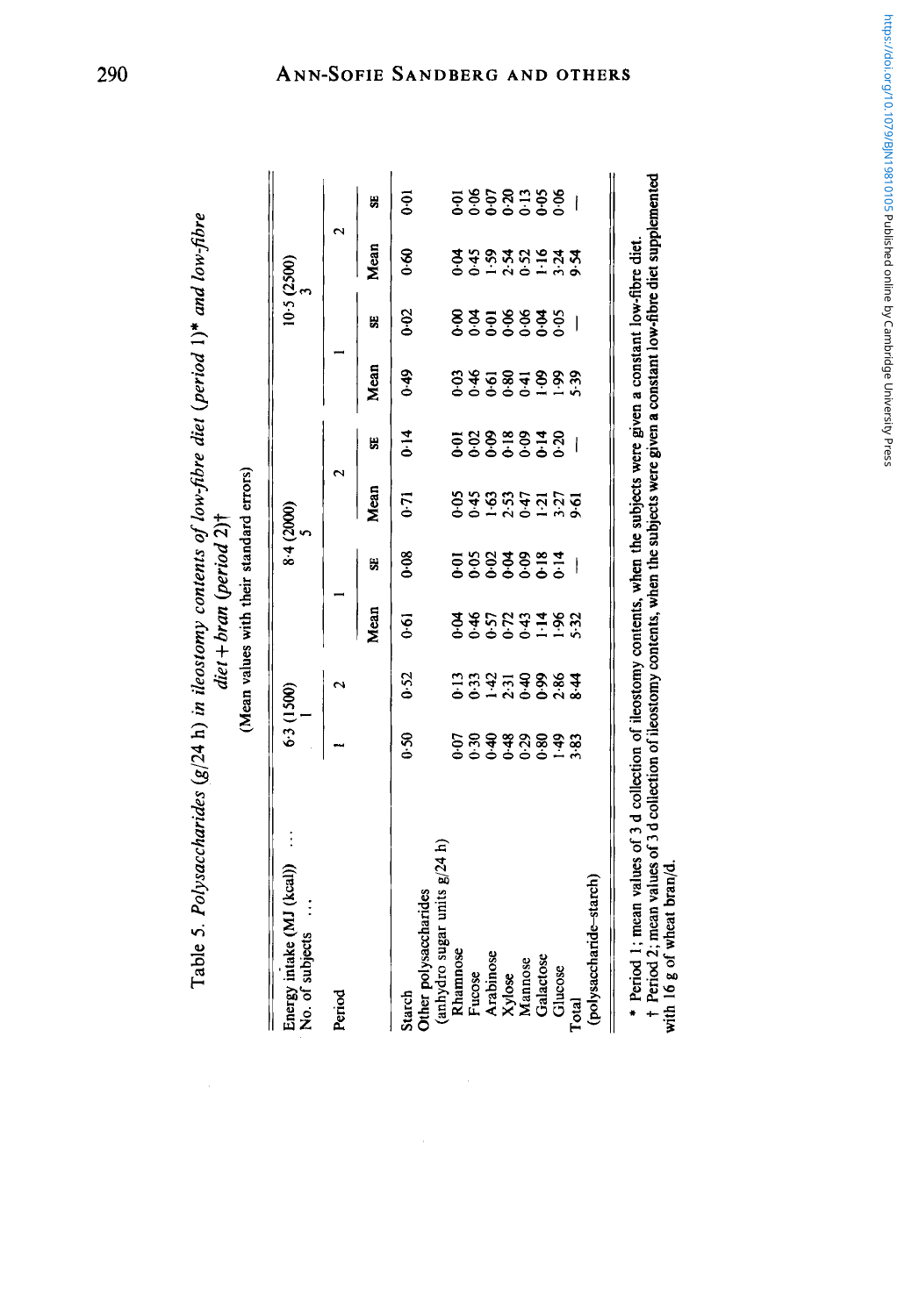Table 5. *Polysaccharides (g/24 h) in ileostomy contents of low-fibre diet (period 1)\* and low-fibre diet + bran (period 2)†*

(Mean values with their standard errors)

| Energy intake (MJ (kcal)) ... | 6·3 (1500) | | 8·4 (2000) | | | | 10·5 (2500) | | | |
|---|---|---|---|---|---|---|---|---|---|---|
| No. of subjects ... | 1 | | 5 | | | | 3 | | | |
| Period | 1 | 2 | 1 | | 2 | | 1 | | 2 | |
| | | | Mean | SE | Mean | SE | Mean | SE | Mean | SE |
| Starch | 0·50 | 0·52 | 0·61 | 0·08 | 0·71 | 0·14 | 0·49 | 0·02 | 0·60 | 0·01 |
| Other polysaccharides (anhydro sugar units g/24 h) | | | | | | | | | | |
| Rhamnose | 0·07 | 0·13 | 0·04 | 0·01 | 0·05 | 0·01 | 0·03 | 0·00 | 0·04 | 0·01 |
| Fucose | 0·30 | 0·33 | 0·46 | 0·05 | 0·45 | 0·02 | 0·46 | 0·04 | 0·45 | 0·06 |
| Arabinose | 0·40 | 1·42 | 0·57 | 0·02 | 1·63 | 0·09 | 0·61 | 0·01 | 1·59 | 0·07 |
| Xylose | 0·48 | 2·31 | 0·72 | 0·04 | 2·53 | 0·18 | 0·80 | 0·06 | 2·54 | 0·20 |
| Mannose | 0·29 | 0·40 | 0·43 | 0·09 | 0·47 | 0·09 | 0·41 | 0·06 | 0·52 | 0·13 |
| Galactose | 0·80 | 0·99 | 1·14 | 0·18 | 1·21 | 0·14 | 1·09 | 0·04 | 1·16 | 0·05 |
| Glucose | 1·49 | 2·86 | 1·96 | 0·14 | 3·27 | 0·20 | 1·99 | 0·05 | 3·24 | 0·06 |
| Total (polysaccharide–starch) | 3·83 | 8·44 | 5·32 | — | 9·61 | — | 5·39 | — | 9·54 | — |

\* Period 1; mean values of 3 d collection of ileostomy contents, when the subjects were given a constant low-fibre diet.
† Period 2; mean values of 3 d collection of ileostomy contents, when the subjects were given a constant low-fibre diet supplemented with 16 g of wheat bran/d.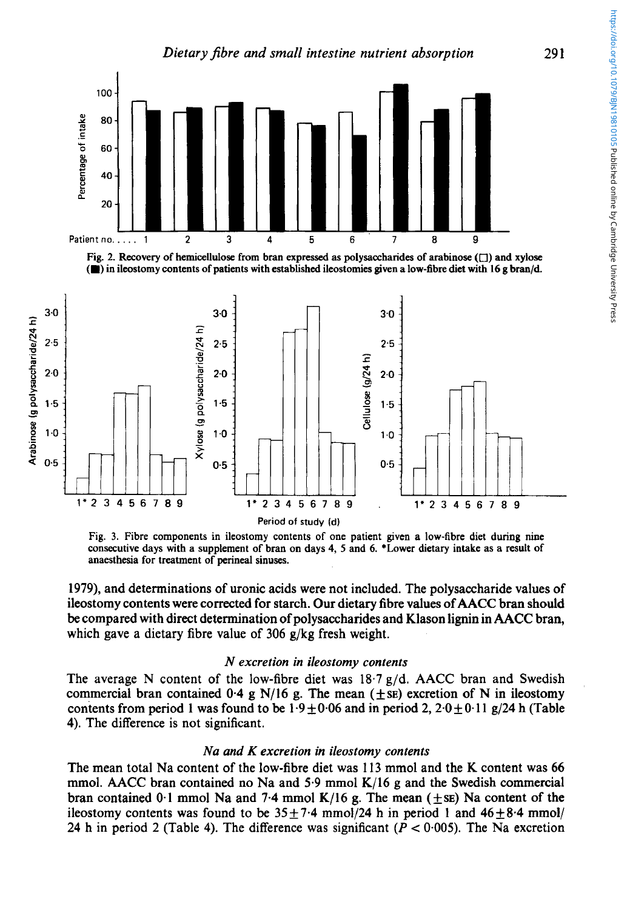100

80

60

40

20

Percentage of intake

Patient no. . . . . 1 2 3 4 5 6 7 8 9

Fig. 2. Recovery of hemicellulose from bran expressed as polysaccharides of arabinose (□) and xylose (■) in ileostomy contents of patients with established ileostomies given a low-fibre diet with 16 g bran/d.

Arabinose (g polysaccharide/24 h)

3·0
2·5
2·0
1·5
1·0
0·5

1* 2 3 4 5 6 7 8 9

Xylose (g polysaccharide/24 h)

3·0
2·5
2·0
1·5
1·0
0·5

1* 2 3 4 5 6 7 8 9

Cellulose (g/24 h)

3·0
2·5
2·0
1·5
1·0
0·5

1* 2 3 4 5 6 7 8 9

Period of study (d)

Fig. 3. Fibre components in ileostomy contents of one patient given a low-fibre diet during nine consecutive days with a supplement of bran on days 4, 5 and 6. *Lower dietary intake as a result of anaesthesia for treatment of perineal sinuses.

1979), and determinations of uronic acids were not included. The polysaccharide values of ileostomy contents were corrected for starch. Our dietary fibre values of AACC bran should be compared with direct determination of polysaccharides and Klason lignin in AACC bran, which gave a dietary fibre value of 306 g/kg fresh weight.

### *N excretion in ileostomy contents*

The average N content of the low-fibre diet was 18·7 g/d. AACC bran and Swedish commercial bran contained 0·4 g N/16 g. The mean ($\pm$SE) excretion of N in ileostomy contents from period 1 was found to be $1 \cdot 9 \pm 0 \cdot 06$ and in period 2, $2 \cdot 0 \pm 0 \cdot 11$ g/24 h (Table 4). The difference is not significant.

### *Na and K excretion in ileostomy contents*

The mean total Na content of the low-fibre diet was 113 mmol and the K content was 66 mmol. AACC bran contained no Na and 5·9 mmol K/16 g and the Swedish commercial bran contained 0·1 mmol Na and 7·4 mmol K/16 g. The mean ($\pm$SE) Na content of the ileostomy contents was found to be $35 \pm 7 \cdot 4$ mmol/24 h in period 1 and $46 \pm 8 \cdot 4$ mmol/24 h in period 2 (Table 4). The difference was significant ($P < 0 \cdot 005$). The Na excretion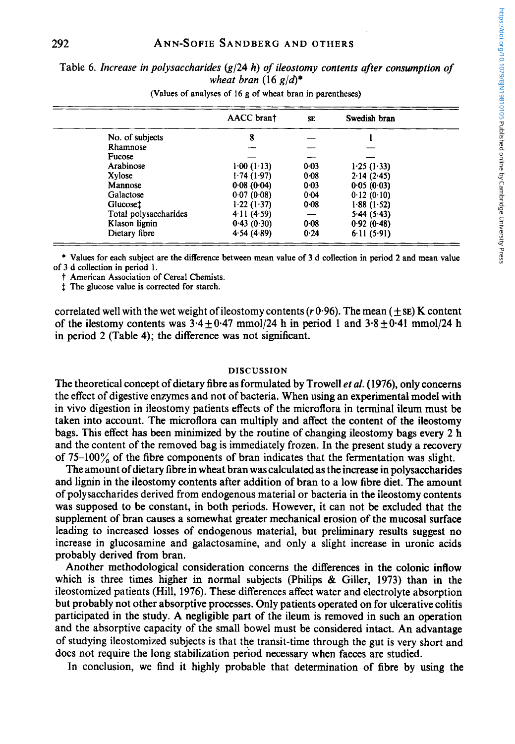Table 6. *Increase in polysaccharides (g/24 h) of ileostomy contents after consumption of wheat bran (16 g/d)*\*

(Values of analyses of 16 g of wheat bran in parentheses)

| | AACC bran† | SE | Swedish bran |
|---|---|---|---|
| No. of subjects | 8 | — | 1 |
| Rhamnose | — | — | — |
| Fucose | — | — | — |
| Arabinose | 1·00 (1·13) | 0·03 | 1·25 (1·33) |
| Xylose | 1·74 (1·97) | 0·08 | 2·14 (2·45) |
| Mannose | 0·08 (0·04) | 0·03 | 0·05 (0·03) |
| Galactose | 0·07 (0·08) | 0·04 | 0·12 (0·10) |
| Glucose‡ | 1·22 (1·37) | 0·08 | 1·88 (1·52) |
| Total polysaccharides | 4·11 (4·59) | — | 5·44 (5·43) |
| Klason lignin | 0·43 (0·30) | 0·08 | 0·92 (0·48) |
| Dietary fibre | 4·54 (4·89) | 0·24 | 6·11 (5·91) |

\* Values for each subject are the difference between mean value of 3 d collection in period 2 and mean value of 3 d collection in period 1.

† American Association of Cereal Chemists.

‡ The glucose value is corrected for starch.

correlated well with the wet weight of ileostomy contents ($r$ 0·96). The mean ($\pm$SE) K content of the ilestomy contents was $3·4 \pm 0·47$ mmol/24 h in period 1 and $3·8 \pm 0·41$ mmol/24 h in period 2 (Table 4); the difference was not significant.

## DISCUSSION

The theoretical concept of dietary fibre as formulated by Trowell *et al.* (1976), only concerns the effect of digestive enzymes and not of bacteria. When using an experimental model with in vivo digestion in ileostomy patients effects of the microflora in terminal ileum must be taken into account. The microflora can multiply and affect the content of the ileostomy bags. This effect has been minimized by the routine of changing ileostomy bags every 2 h and the content of the removed bag is immediately frozen. In the present study a recovery of 75–100% of the fibre components of bran indicates that the fermentation was slight.

The amount of dietary fibre in wheat bran was calculated as the increase in polysaccharides and lignin in the ileostomy contents after addition of bran to a low fibre diet. The amount of polysaccharides derived from endogenous material or bacteria in the ileostomy contents was supposed to be constant, in both periods. However, it can not be excluded that the supplement of bran causes a somewhat greater mechanical erosion of the mucosal surface leading to increased losses of endogenous material, but preliminary results suggest no increase in glucosamine and galactosamine, and only a slight increase in uronic acids probably derived from bran.

Another methodological consideration concerns the differences in the colonic inflow which is three times higher in normal subjects (Philips & Giller, 1973) than in the ileostomized patients (Hill, 1976). These differences affect water and electrolyte absorption but probably not other absorptive processes. Only patients operated on for ulcerative colitis participated in the study. A negligible part of the ileum is removed in such an operation and the absorptive capacity of the small bowel must be considered intact. An advantage of studying ileostomized subjects is that the transit-time through the gut is very short and does not require the long stabilization period necessary when faeces are studied.

In conclusion, we find it highly probable that determination of fibre by using the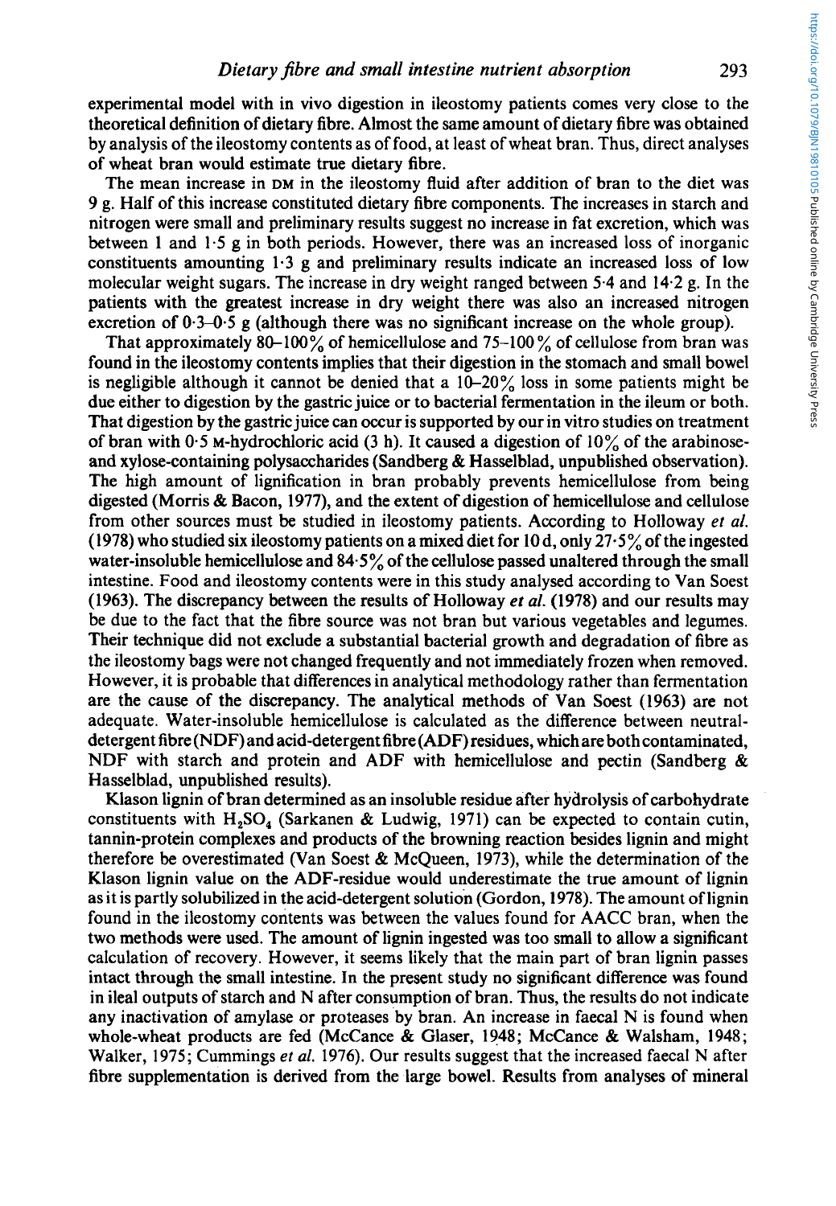experimental model with in vivo digestion in ileostomy patients comes very close to the theoretical definition of dietary fibre. Almost the same amount of dietary fibre was obtained by analysis of the ileostomy contents as of food, at least of wheat bran. Thus, direct analyses of wheat bran would estimate true dietary fibre.

The mean increase in DM in the ileostomy fluid after addition of bran to the diet was 9 g. Half of this increase constituted dietary fibre components. The increases in starch and nitrogen were small and preliminary results suggest no increase in fat excretion, which was between 1 and 1·5 g in both periods. However, there was an increased loss of inorganic constituents amounting 1·3 g and preliminary results indicate an increased loss of low molecular weight sugars. The increase in dry weight ranged between 5·4 and 14·2 g. In the patients with the greatest increase in dry weight there was also an increased nitrogen excretion of 0·3–0·5 g (although there was no significant increase on the whole group).

That approximately 80–100% of hemicellulose and 75–100% of cellulose from bran was found in the ileostomy contents implies that their digestion in the stomach and small bowel is negligible although it cannot be denied that a 10–20% loss in some patients might be due either to digestion by the gastric juice or to bacterial fermentation in the ileum or both. That digestion by the gastric juice can occur is supported by our in vitro studies on treatment of bran with 0·5 M-hydrochloric acid (3 h). It caused a digestion of 10% of the arabinose- and xylose-containing polysaccharides (Sandberg & Hasselblad, unpublished observation). The high amount of lignification in bran probably prevents hemicellulose from being digested (Morris & Bacon, 1977), and the extent of digestion of hemicellulose and cellulose from other sources must be studied in ileostomy patients. According to Holloway *et al.* (1978) who studied six ileostomy patients on a mixed diet for 10 d, only 27·5% of the ingested water-insoluble hemicellulose and 84·5% of the cellulose passed unaltered through the small intestine. Food and ileostomy contents were in this study analysed according to Van Soest (1963). The discrepancy between the results of Holloway *et al.* (1978) and our results may be due to the fact that the fibre source was not bran but various vegetables and legumes. Their technique did not exclude a substantial bacterial growth and degradation of fibre as the ileostomy bags were not changed frequently and not immediately frozen when removed. However, it is probable that differences in analytical methodology rather than fermentation are the cause of the discrepancy. The analytical methods of Van Soest (1963) are not adequate. Water-insoluble hemicellulose is calculated as the difference between neutral-detergent fibre (NDF) and acid-detergent fibre (ADF) residues, which are both contaminated, NDF with starch and protein and ADF with hemicellulose and pectin (Sandberg & Hasselblad, unpublished results).

Klason lignin of bran determined as an insoluble residue after hydrolysis of carbohydrate constituents with $H_2SO_4$ (Sarkanen & Ludwig, 1971) can be expected to contain cutin, tannin-protein complexes and products of the browning reaction besides lignin and might therefore be overestimated (Van Soest & McQueen, 1973), while the determination of the Klason lignin value on the ADF-residue would underestimate the true amount of lignin as it is partly solubilized in the acid-detergent solution (Gordon, 1978). The amount of lignin found in the ileostomy contents was between the values found for AACC bran, when the two methods were used. The amount of lignin ingested was too small to allow a significant calculation of recovery. However, it seems likely that the main part of bran lignin passes intact through the small intestine. In the present study no significant difference was found in ileal outputs of starch and N after consumption of bran. Thus, the results do not indicate any inactivation of amylase or proteases by bran. An increase in faecal N is found when whole-wheat products are fed (McCance & Glaser, 1948; McCance & Walsham, 1948; Walker, 1975; Cummings *et al.* 1976). Our results suggest that the increased faecal N after fibre supplementation is derived from the large bowel. Results from analyses of mineral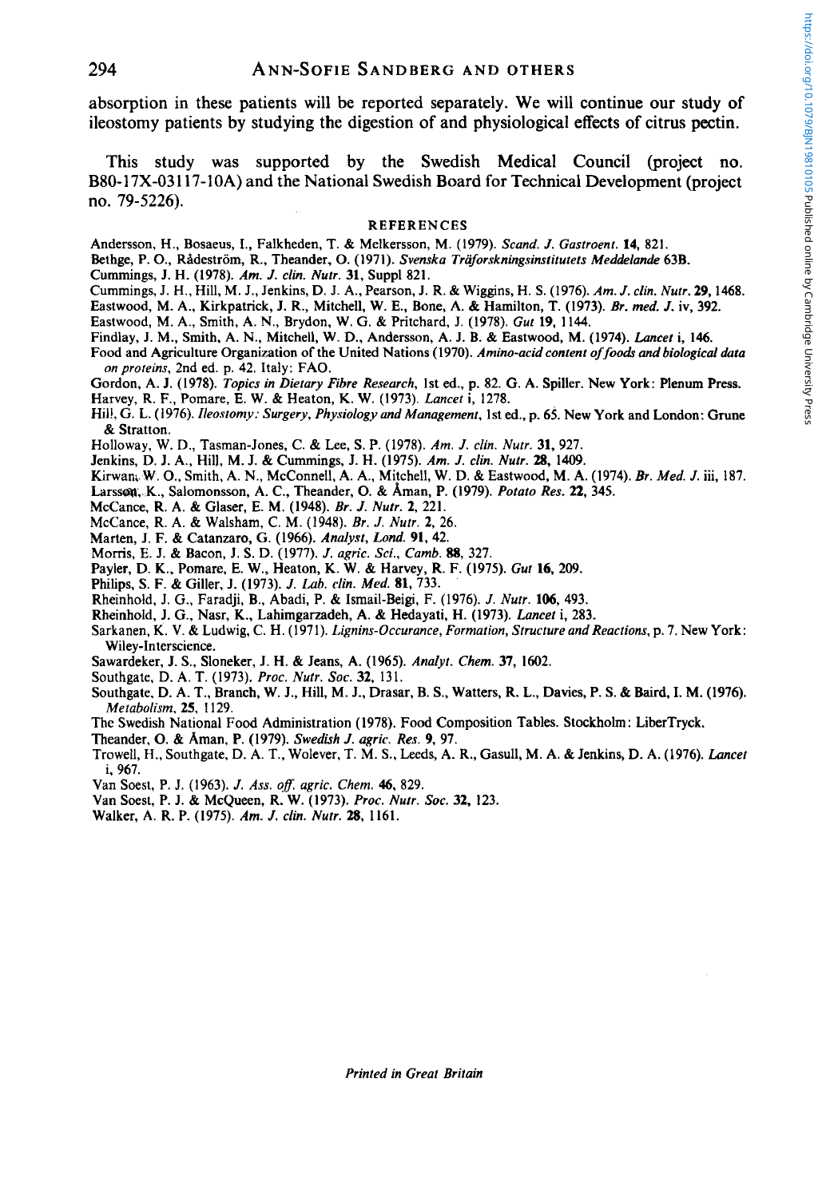absorption in these patients will be reported separately. We will continue our study of ileostomy patients by studying the digestion of and physiological effects of citrus pectin.

This study was supported by the Swedish Medical Council (project no. B80-17X-03117-10A) and the National Swedish Board for Technical Development (project no. 79-5226).

## REFERENCES

Andersson, H., Bosaeus, I., Falkheden, T. & Melkersson, M. (1979). *Scand. J. Gastroent.* **14**, 821.

Bethge, P. O., Rådeström, R., Theander, O. (1971). *Svenska Träforskningsinstitutets Meddelande* 63B.

Cummings, J. H. (1978). *Am. J. clin. Nutr.* **31**, Suppl 821.

Cummings, J. H., Hill, M. J., Jenkins, D. J. A., Pearson, J. R. & Wiggins, H. S. (1976). *Am. J. clin. Nutr.* **29**, 1468.

Eastwood, M. A., Kirkpatrick, J. R., Mitchell, W. E., Bone, A. & Hamilton, T. (1973). *Br. med. J.* iv, 392.

Eastwood, M. A., Smith, A. N., Brydon, W. G. & Pritchard, J. (1978). *Gut* **19**, 1144.

Findlay, J. M., Smith, A. N., Mitchell, W. D., Andersson, A. J. B. & Eastwood, M. (1974). *Lancet* i, 146.

Food and Agriculture Organization of the United Nations (1970). *Amino-acid content of foods and biological data on proteins*, 2nd ed. p. 42. Italy: FAO.

Gordon, A. J. (1978). *Topics in Dietary Fibre Research*, 1st ed., p. 82. G. A. Spiller. New York: Plenum Press.

Harvey, R. F., Pomare, E. W. & Heaton, K. W. (1973). *Lancet* i, 1278.

Hill, G. L. (1976). *Ileostomy: Surgery, Physiology and Management*, 1st ed., p. 65. New York and London: Grune & Stratton.

Holloway, W. D., Tasman-Jones, C. & Lee, S. P. (1978). *Am. J. clin. Nutr.* **31**, 927.

Jenkins, D. J. A., Hill, M. J. & Cummings, J. H. (1975). *Am. J. clin. Nutr.* **28**, 1409.

Kirwan, W. O., Smith, A. N., McConnell, A. A., Mitchell, W. D. & Eastwood, M. A. (1974). *Br. Med. J.* iii, 187.

Larsson, K., Salomonsson, A. C., Theander, O. & Åman, P. (1979). *Potato Res.* **22**, 345.

McCance, R. A. & Glaser, E. M. (1948). *Br. J. Nutr.* **2**, 221.

McCance, R. A. & Walsham, C. M. (1948). *Br. J. Nutr.* **2**, 26.

Marten, J. F. & Catanzaro, G. (1966). *Analyst, Lond.* **91**, 42.

Morris, E. J. & Bacon, J. S. D. (1977). *J. agric. Sci., Camb.* **88**, 327.

Payler, D. K., Pomare, E. W., Heaton, K. W. & Harvey, R. F. (1975). *Gut* **16**, 209.

Philips, S. F. & Giller, J. (1973). *J. Lab. clin. Med.* **81**, 733.

Rheinhold, J. G., Faradji, B., Abadi, P. & Ismail-Beigi, F. (1976). *J. Nutr.* **106**, 493.

Rheinhold, J. G., Nasr, K., Lahimgarzadeh, A. & Hedayati, H. (1973). *Lancet* i, 283.

Sarkanen, K. V. & Ludwig, C. H. (1971). *Lignins-Occurance, Formation, Structure and Reactions*, p. 7. New York: Wiley-Interscience.

Sawardeker, J. S., Sloneker, J. H. & Jeans, A. (1965). *Analyt. Chem.* **37**, 1602.

Southgate, D. A. T. (1973). *Proc. Nutr. Soc.* **32**, 131.

Southgate, D. A. T., Branch, W. J., Hill, M. J., Drasar, B. S., Watters, R. L., Davies, P. S. & Baird, I. M. (1976). *Metabolism*, **25**, 1129.

The Swedish National Food Administration (1978). Food Composition Tables. Stockholm: LiberTryck.

Theander, O. & Åman, P. (1979). *Swedish J. agric. Res.* **9**, 97.

Trowell, H., Southgate, D. A. T., Wolever, T. M. S., Leeds, A. R., Gasull, M. A. & Jenkins, D. A. (1976). *Lancet* i, 967.

Van Soest, P. J. (1963). *J. Ass. off. agric. Chem.* **46**, 829.

Van Soest, P. J. & McQueen, R. W. (1973). *Proc. Nutr. Soc.* **32**, 123.

Walker, A. R. P. (1975). *Am. J. clin. Nutr.* **28**, 1161.

*Printed in Great Britain*